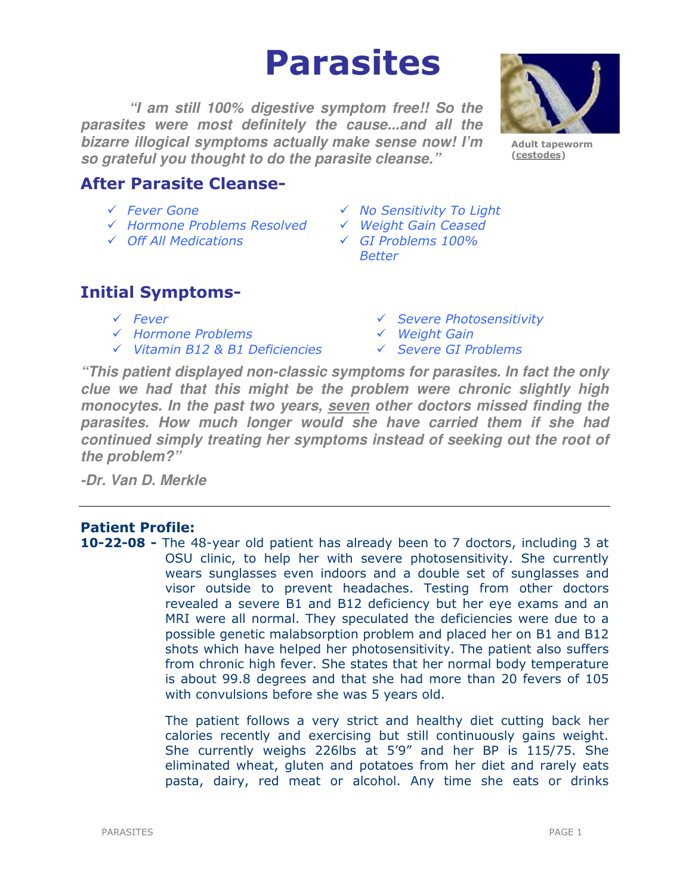# Parasites

> ***"I am still 100% digestive symptom free!! So the parasites were most definitely the cause...and all the bizarre illogical symptoms actually make sense now! I'm so grateful you thought to do the parasite cleanse."***

Adult tapeworm (cestodes)

## After Parasite Cleanse-

- ✓ *Fever Gone*
- ✓ *Hormone Problems Resolved*
- ✓ *Off All Medications*
- ✓ *No Sensitivity To Light*
- ✓ *Weight Gain Ceased*
- ✓ *GI Problems 100% Better*

## Initial Symptoms-

- ✓ *Fever*
- ✓ *Hormone Problems*
- ✓ *Vitamin B12 & B1 Deficiencies*
- ✓ *Severe Photosensitivity*
- ✓ *Weight Gain*
- ✓ *Severe GI Problems*

***"This patient displayed non-classic symptoms for parasites. In fact the only clue we had that this might be the problem were chronic slightly high monocytes. In the past two years, seven other doctors missed finding the parasites. How much longer would she have carried them if she had continued simply treating her symptoms instead of seeking out the root of the problem?"***

***-Dr. Van D. Merkle***

---

### Patient Profile:

**10-22-08 -** The 48-year old patient has already been to 7 doctors, including 3 at OSU clinic, to help her with severe photosensitivity. She currently wears sunglasses even indoors and a double set of sunglasses and visor outside to prevent headaches. Testing from other doctors revealed a severe B1 and B12 deficiency but her eye exams and an MRI were all normal. They speculated the deficiencies were due to a possible genetic malabsorption problem and placed her on B1 and B12 shots which have helped her photosensitivity. The patient also suffers from chronic high fever. She states that her normal body temperature is about 99.8 degrees and that she had more than 20 fevers of 105 with convulsions before she was 5 years old.

The patient follows a very strict and healthy diet cutting back her calories recently and exercising but still continuously gains weight. She currently weighs 226lbs at 5'9" and her BP is 115/75. She eliminated wheat, gluten and potatoes from her diet and rarely eats pasta, dairy, red meat or alcohol. Any time she eats or drinks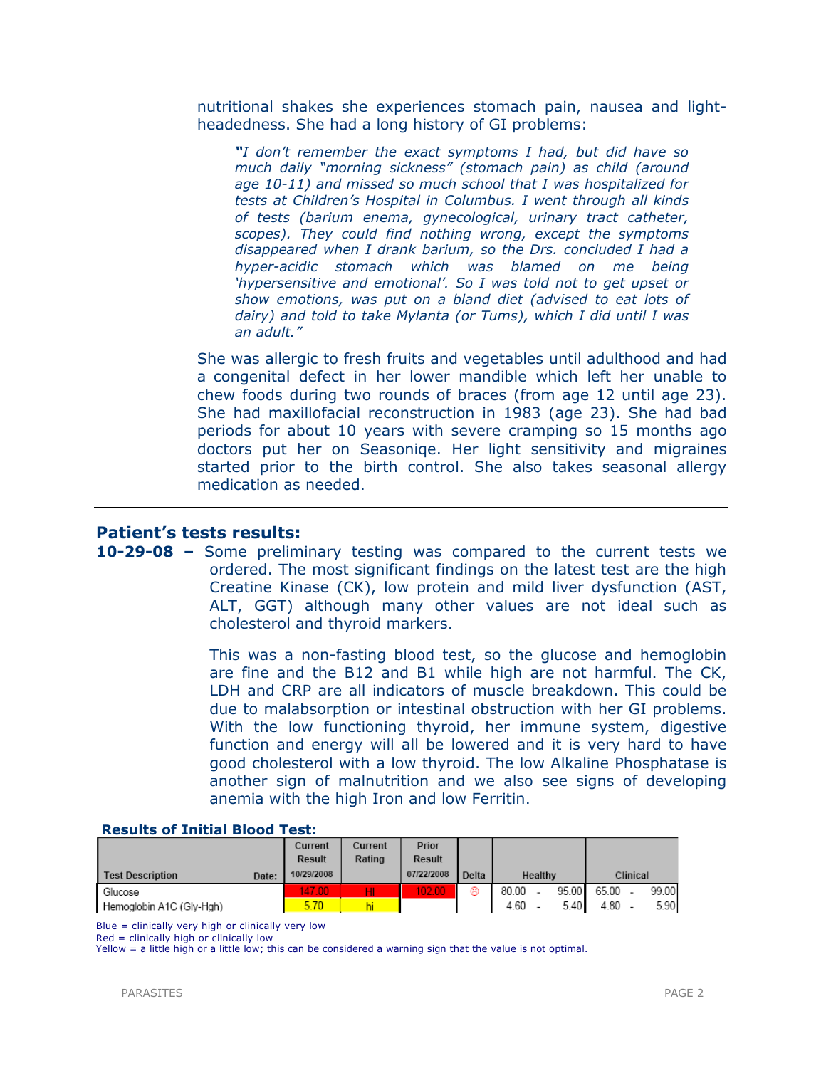nutritional shakes she experiences stomach pain, nausea and light-headedness. She had a long history of GI problems:

> *"I don't remember the exact symptoms I had, but did have so much daily "morning sickness" (stomach pain) as child (around age 10-11) and missed so much school that I was hospitalized for tests at Children's Hospital in Columbus. I went through all kinds of tests (barium enema, gynecological, urinary tract catheter, scopes). They could find nothing wrong, except the symptoms disappeared when I drank barium, so the Drs. concluded I had a hyper-acidic stomach which was blamed on me being 'hypersensitive and emotional'. So I was told not to get upset or show emotions, was put on a bland diet (advised to eat lots of dairy) and told to take Mylanta (or Tums), which I did until I was an adult."*

She was allergic to fresh fruits and vegetables until adulthood and had a congenital defect in her lower mandible which left her unable to chew foods during two rounds of braces (from age 12 until age 23). She had maxillofacial reconstruction in 1983 (age 23). She had bad periods for about 10 years with severe cramping so 15 months ago doctors put her on Seasoniqe. Her light sensitivity and migraines started prior to the birth control. She also takes seasonal allergy medication as needed.

---

## Patient's tests results:

**10-29-08 –** Some preliminary testing was compared to the current tests we ordered. The most significant findings on the latest test are the high Creatine Kinase (CK), low protein and mild liver dysfunction (AST, ALT, GGT) although many other values are not ideal such as cholesterol and thyroid markers.

This was a non-fasting blood test, so the glucose and hemoglobin are fine and the B12 and B1 while high are not harmful. The CK, LDH and CRP are all indicators of muscle breakdown. This could be due to malabsorption or intestinal obstruction with her GI problems. With the low functioning thyroid, her immune system, digestive function and energy will all be lowered and it is very hard to have good cholesterol with a low thyroid. The low Alkaline Phosphatase is another sign of malnutrition and we also see signs of developing anemia with the high Iron and low Ferritin.

**Results of Initial Blood Test:**

| Test Description | Date: | Current Result 10/29/2008 | Current Rating | Prior Result 07/22/2008 | Delta | Healthy | Clinical |
|---|---|---|---|---|---|---|---|
| Glucose | | 147.00 | HI | 102.00 | ☹ | 80.00 - 95.00 | 65.00 - 99.00 |
| Hemoglobin A1C (Gly-Hgh) | | 5.70 | hi | | | 4.60 - 5.40 | 4.80 - 5.90 |

Blue = clinically very high or clinically very low
Red = clinically high or clinically low
Yellow = a little high or a little low; this can be considered a warning sign that the value is not optimal.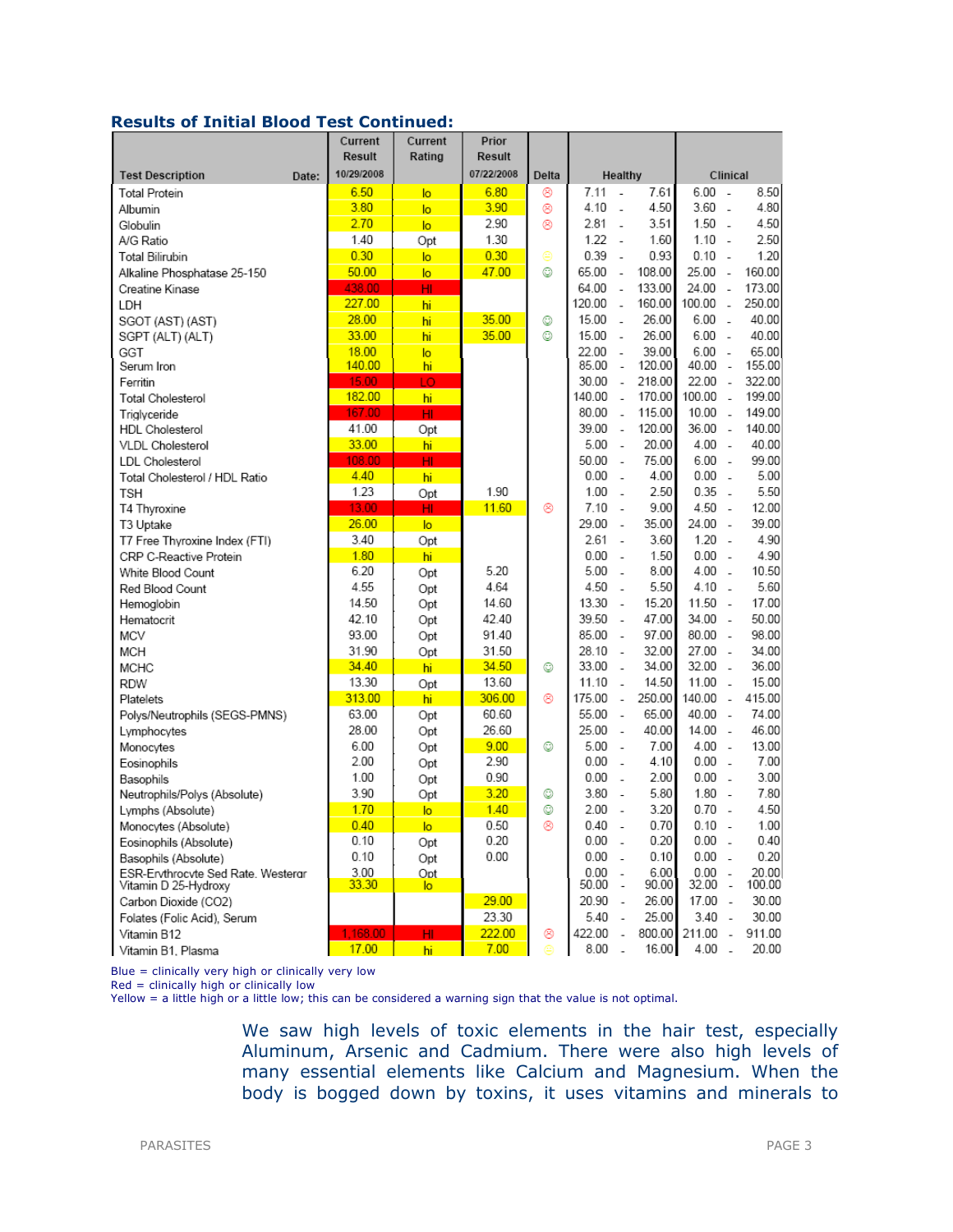### Results of Initial Blood Test Continued:

| Test Description Date: | Current Result 10/29/2008 | Current Rating | Prior Result 07/22/2008 | Delta | Healthy | Clinical |
|---|---|---|---|---|---|---|
| Total Protein | 6.50 | lo | 6.80 | ☹ | 7.11 - 7.61 | 6.00 - 8.50 |
| Albumin | 3.80 | lo | 3.90 | ☹ | 4.10 - 4.50 | 3.60 - 4.80 |
| Globulin | 2.70 | lo | 2.90 | ☹ | 2.81 - 3.51 | 1.50 - 4.50 |
| A/G Ratio | 1.40 | Opt | 1.30 | | 1.22 - 1.60 | 1.10 - 2.50 |
| Total Bilirubin | 0.30 | lo | 0.30 | ☺ | 0.39 - 0.93 | 0.10 - 1.20 |
| Alkaline Phosphatase 25-150 | 50.00 | lo | 47.00 | ☺ | 65.00 - 108.00 | 25.00 - 160.00 |
| Creatine Kinase | 438.00 | HI | | | 64.00 - 133.00 | 24.00 - 173.00 |
| LDH | 227.00 | hi | | | 120.00 - 160.00 | 100.00 - 250.00 |
| SGOT (AST) (AST) | 28.00 | hi | 35.00 | ☺ | 15.00 - 26.00 | 6.00 - 40.00 |
| SGPT (ALT) (ALT) | 33.00 | hi | 35.00 | ☺ | 15.00 - 26.00 | 6.00 - 40.00 |
| GGT | 18.00 | lo | | | 22.00 - 39.00 | 6.00 - 65.00 |
| Serum Iron | 140.00 | hi | | | 85.00 - 120.00 | 40.00 - 155.00 |
| Ferritin | 15.00 | LO | | | 30.00 - 218.00 | 22.00 - 322.00 |
| Total Cholesterol | 182.00 | hi | | | 140.00 - 170.00 | 100.00 - 199.00 |
| Triglyceride | 167.00 | HI | | | 80.00 - 115.00 | 10.00 - 149.00 |
| HDL Cholesterol | 41.00 | Opt | | | 39.00 - 120.00 | 36.00 - 140.00 |
| VLDL Cholesterol | 33.00 | hi | | | 5.00 - 20.00 | 4.00 - 40.00 |
| LDL Cholesterol | 108.00 | HI | | | 50.00 - 75.00 | 6.00 - 99.00 |
| Total Cholesterol / HDL Ratio | 4.40 | hi | | | 0.00 - 4.00 | 0.00 - 5.00 |
| TSH | 1.23 | Opt | 1.90 | | 1.00 - 2.50 | 0.35 - 5.50 |
| T4 Thyroxine | 13.00 | HI | 11.60 | ☹ | 7.10 - 9.00 | 4.50 - 12.00 |
| T3 Uptake | 26.00 | lo | | | 29.00 - 35.00 | 24.00 - 39.00 |
| T7 Free Thyroxine Index (FTI) | 3.40 | Opt | | | 2.61 - 3.60 | 1.20 - 4.90 |
| CRP C-Reactive Protein | 1.80 | hi | | | 0.00 - 1.50 | 0.00 - 4.90 |
| White Blood Count | 6.20 | Opt | 5.20 | | 5.00 - 8.00 | 4.00 - 10.50 |
| Red Blood Count | 4.55 | Opt | 4.64 | | 4.50 - 5.50 | 4.10 - 5.60 |
| Hemoglobin | 14.50 | Opt | 14.60 | | 13.30 - 15.20 | 11.50 - 17.00 |
| Hematocrit | 42.10 | Opt | 42.40 | | 39.50 - 47.00 | 34.00 - 50.00 |
| MCV | 93.00 | Opt | 91.40 | | 85.00 - 97.00 | 80.00 - 98.00 |
| MCH | 31.90 | Opt | 31.50 | | 28.10 - 32.00 | 27.00 - 34.00 |
| MCHC | 34.40 | hi | 34.50 | ☺ | 33.00 - 34.00 | 32.00 - 36.00 |
| RDW | 13.30 | Opt | 13.60 | | 11.10 - 14.50 | 11.00 - 15.00 |
| Platelets | 313.00 | hi | 306.00 | ☹ | 175.00 - 250.00 | 140.00 - 415.00 |
| Polys/Neutrophils (SEGS-PMNS) | 63.00 | Opt | 60.60 | | 55.00 - 65.00 | 40.00 - 74.00 |
| Lymphocytes | 28.00 | Opt | 26.60 | | 25.00 - 40.00 | 14.00 - 46.00 |
| Monocytes | 6.00 | Opt | 9.00 | ☺ | 5.00 - 7.00 | 4.00 - 13.00 |
| Eosinophils | 2.00 | Opt | 2.90 | | 0.00 - 4.10 | 0.00 - 7.00 |
| Basophils | 1.00 | Opt | 0.90 | | 0.00 - 2.00 | 0.00 - 3.00 |
| Neutrophils/Polys (Absolute) | 3.90 | Opt | 3.20 | ☺ | 3.80 - 5.80 | 1.80 - 7.80 |
| Lymphs (Absolute) | 1.70 | lo | 1.40 | ☺ | 2.00 - 3.20 | 0.70 - 4.50 |
| Monocytes (Absolute) | 0.40 | lo | 0.50 | ☹ | 0.40 - 0.70 | 0.10 - 1.00 |
| Eosinophils (Absolute) | 0.10 | Opt | 0.20 | | 0.00 - 0.20 | 0.00 - 0.40 |
| Basophils (Absolute) | 0.10 | Opt | 0.00 | | 0.00 - 0.10 | 0.00 - 0.20 |
| ESR-Erythrocyte Sed Rate, Westergr | 3.00 | Opt | | | 0.00 - 6.00 | 0.00 - 20.00 |
| Vitamin D 25-Hydroxy | 33.30 | lo | | | 50.00 - 90.00 | 32.00 - 100.00 |
| Carbon Dioxide (CO2) | | | 29.00 | | 20.90 - 26.00 | 17.00 - 30.00 |
| Folates (Folic Acid), Serum | | | 23.30 | | 5.40 - 25.00 | 3.40 - 30.00 |
| Vitamin B12 | 1,168.00 | HI | 222.00 | ☹ | 422.00 - 800.00 | 211.00 - 911.00 |
| Vitamin B1, Plasma | 17.00 | hi | 7.00 | ☺ | 8.00 - 16.00 | 4.00 - 20.00 |

Blue = clinically very high or clinically very low
Red = clinically high or clinically low
Yellow = a little high or a little low; this can be considered a warning sign that the value is not optimal.

We saw high levels of toxic elements in the hair test, especially Aluminum, Arsenic and Cadmium. There were also high levels of many essential elements like Calcium and Magnesium. When the body is bogged down by toxins, it uses vitamins and minerals to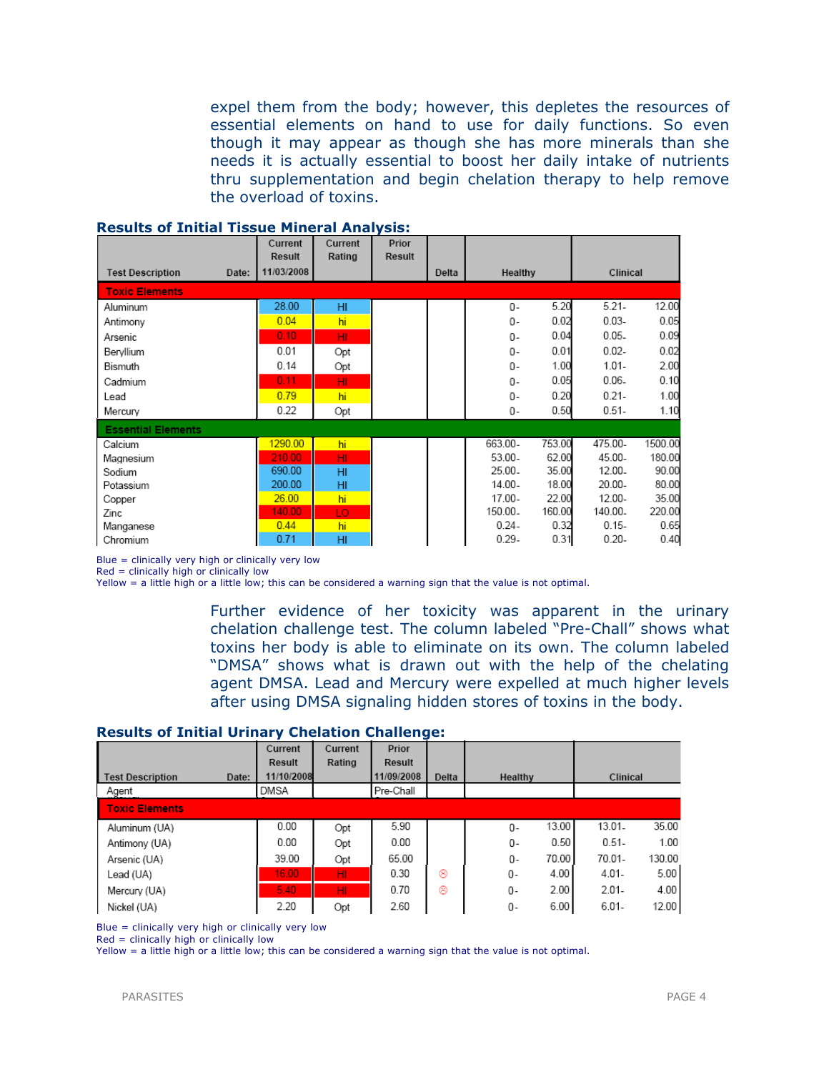expel them from the body; however, this depletes the resources of essential elements on hand to use for daily functions. So even though it may appear as though she has more minerals than she needs it is actually essential to boost her daily intake of nutrients thru supplementation and begin chelation therapy to help remove the overload of toxins.

### Results of Initial Tissue Mineral Analysis:

| Test Description Date: | Current Result 11/03/2008 | Current Rating | Prior Result | Delta | Healthy | | Clinical | |
|---|---|---|---|---|---|---|---|---|
| **Toxic Elements** | | | | | | | | |
| Aluminum | 28.00 | HI | | | 0- | 5.20 | 5.21- | 12.00 |
| Antimony | 0.04 | hi | | | 0- | 0.02 | 0.03- | 0.05 |
| Arsenic | 0.10 | HI | | | 0- | 0.04 | 0.05- | 0.09 |
| Beryllium | 0.01 | Opt | | | 0- | 0.01 | 0.02- | 0.02 |
| Bismuth | 0.14 | Opt | | | 0- | 1.00 | 1.01- | 2.00 |
| Cadmium | 0.11 | HI | | | 0- | 0.05 | 0.06- | 0.10 |
| Lead | 0.79 | hi | | | 0- | 0.20 | 0.21- | 1.00 |
| Mercury | 0.22 | Opt | | | 0- | 0.50 | 0.51- | 1.10 |
| **Essential Elements** | | | | | | | | |
| Calcium | 1290.00 | hi | | | 663.00- | 753.00 | 475.00- | 1500.00 |
| Magnesium | 210.00 | HI | | | 53.00- | 62.00 | 45.00- | 180.00 |
| Sodium | 690.00 | HI | | | 25.00- | 35.00 | 12.00- | 90.00 |
| Potassium | 200.00 | HI | | | 14.00- | 18.00 | 20.00- | 80.00 |
| Copper | 26.00 | hi | | | 17.00- | 22.00 | 12.00- | 35.00 |
| Zinc | 140.00 | LO | | | 150.00- | 160.00 | 140.00- | 220.00 |
| Manganese | 0.44 | hi | | | 0.24- | 0.32 | 0.15- | 0.65 |
| Chromium | 0.71 | HI | | | 0.29- | 0.31 | 0.20- | 0.40 |

Blue = clinically very high or clinically very low
Red = clinically high or clinically low
Yellow = a little high or a little low; this can be considered a warning sign that the value is not optimal.

Further evidence of her toxicity was apparent in the urinary chelation challenge test. The column labeled "Pre-Chall" shows what toxins her body is able to eliminate on its own. The column labeled "DMSA" shows what is drawn out with the help of the chelating agent DMSA. Lead and Mercury were expelled at much higher levels after using DMSA signaling hidden stores of toxins in the body.

### Results of Initial Urinary Chelation Challenge:

| Test Description Date: | Current Result 11/10/2008 | Current Rating | Prior Result 11/09/2008 | Delta | Healthy | | Clinical | |
|---|---|---|---|---|---|---|---|---|
| Agent | DMSA | | Pre-Chall | | | | | |
| **Toxic Elements** | | | | | | | | |
| Aluminum (UA) | 0.00 | Opt | 5.90 | | 0- | 13.00 | 13.01- | 35.00 |
| Antimony (UA) | 0.00 | Opt | 0.00 | | 0- | 0.50 | 0.51- | 1.00 |
| Arsenic (UA) | 39.00 | Opt | 65.00 | | 0- | 70.00 | 70.01- | 130.00 |
| Lead (UA) | 16.00 | HI | 0.30 | ☹ | 0- | 4.00 | 4.01- | 5.00 |
| Mercury (UA) | 5.40 | HI | 0.70 | ☹ | 0- | 2.00 | 2.01- | 4.00 |
| Nickel (UA) | 2.20 | Opt | 2.60 | | 0- | 6.00 | 6.01- | 12.00 |

Blue = clinically very high or clinically very low
Red = clinically high or clinically low
Yellow = a little high or a little low; this can be considered a warning sign that the value is not optimal.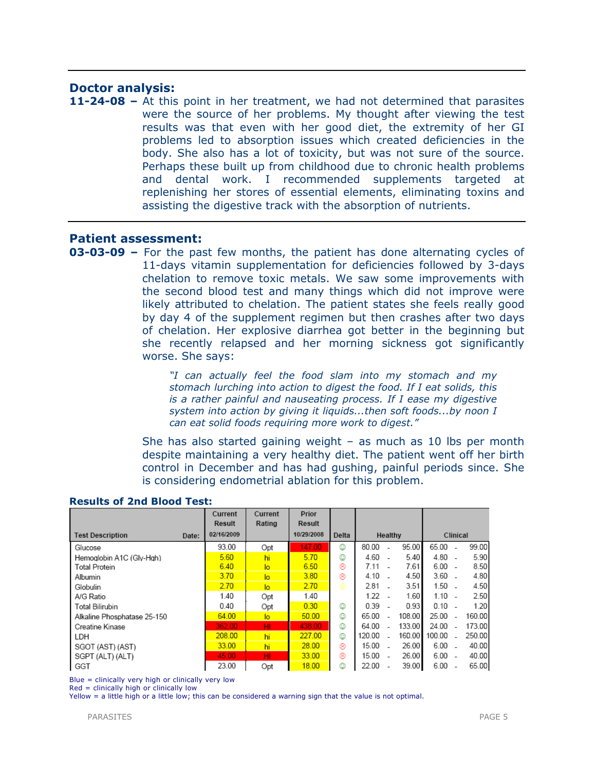## Doctor analysis:

**11-24-08 –** At this point in her treatment, we had not determined that parasites were the source of her problems. My thought after viewing the test results was that even with her good diet, the extremity of her GI problems led to absorption issues which created deficiencies in the body. She also has a lot of toxicity, but was not sure of the source. Perhaps these built up from childhood due to chronic health problems and dental work. I recommended supplements targeted at replenishing her stores of essential elements, eliminating toxins and assisting the digestive track with the absorption of nutrients.

## Patient assessment:

**03-03-09 –** For the past few months, the patient has done alternating cycles of 11-days vitamin supplementation for deficiencies followed by 3-days chelation to remove toxic metals. We saw some improvements with the second blood test and many things which did not improve were likely attributed to chelation. The patient states she feels really good by day 4 of the supplement regimen but then crashes after two days of chelation. Her explosive diarrhea got better in the beginning but she recently relapsed and her morning sickness got significantly worse. She says:

> *"I can actually feel the food slam into my stomach and my stomach lurching into action to digest the food. If I eat solids, this is a rather painful and nauseating process. If I ease my digestive system into action by giving it liquids...then soft foods...by noon I can eat solid foods requiring more work to digest."*

She has also started gaining weight – as much as 10 lbs per month despite maintaining a very healthy diet. The patient went off her birth control in December and has had gushing, painful periods since. She is considering endometrial ablation for this problem.

**Results of 2nd Blood Test:**

| Test Description | Current Result 02/16/2009 | Current Rating | Prior Result 10/29/2008 | Delta | Healthy | Clinical |
|---|---|---|---|---|---|---|
| Glucose | 93.00 | Opt | 147.00 | ☺ | 80.00 - 95.00 | 65.00 - 99.00 |
| Hemoglobin A1C (Gly-Hgb) | 5.60 | hi | 5.70 | ☺ | 4.60 - 5.40 | 4.80 - 5.90 |
| Total Protein | 6.40 | lo | 6.50 | ☹ | 7.11 - 7.61 | 6.00 - 8.50 |
| Albumin | 3.70 | lo | 3.80 | ☹ | 4.10 - 4.50 | 3.60 - 4.80 |
| Globulin | 2.70 | lo | 2.70 | ☺ | 2.81 - 3.51 | 1.50 - 4.50 |
| A/G Ratio | 1.40 | Opt | 1.40 | | 1.22 - 1.60 | 1.10 - 2.50 |
| Total Bilirubin | 0.40 | Opt | 0.30 | ☺ | 0.39 - 0.93 | 0.10 - 1.20 |
| Alkaline Phosphatase 25-150 | 64.00 | lo | 50.00 | ☺ | 65.00 - 108.00 | 25.00 - 160.00 |
| Creatine Kinase | 362.00 | HI | 438.00 | ☺ | 64.00 - 133.00 | 24.00 - 173.00 |
| LDH | 208.00 | hi | 227.00 | ☺ | 120.00 - 160.00 | 100.00 - 250.00 |
| SGOT (AST) (AST) | 33.00 | hi | 28.00 | ☹ | 15.00 - 26.00 | 6.00 - 40.00 |
| SGPT (ALT) (ALT) | 45.00 | HI | 33.00 | ☹ | 15.00 - 26.00 | 6.00 - 40.00 |
| GGT | 23.00 | Opt | 18.00 | ☺ | 22.00 - 39.00 | 6.00 - 65.00 |

Blue = clinically very high or clinically very low
Red = clinically high or clinically low
Yellow = a little high or a little low; this can be considered a warning sign that the value is not optimal.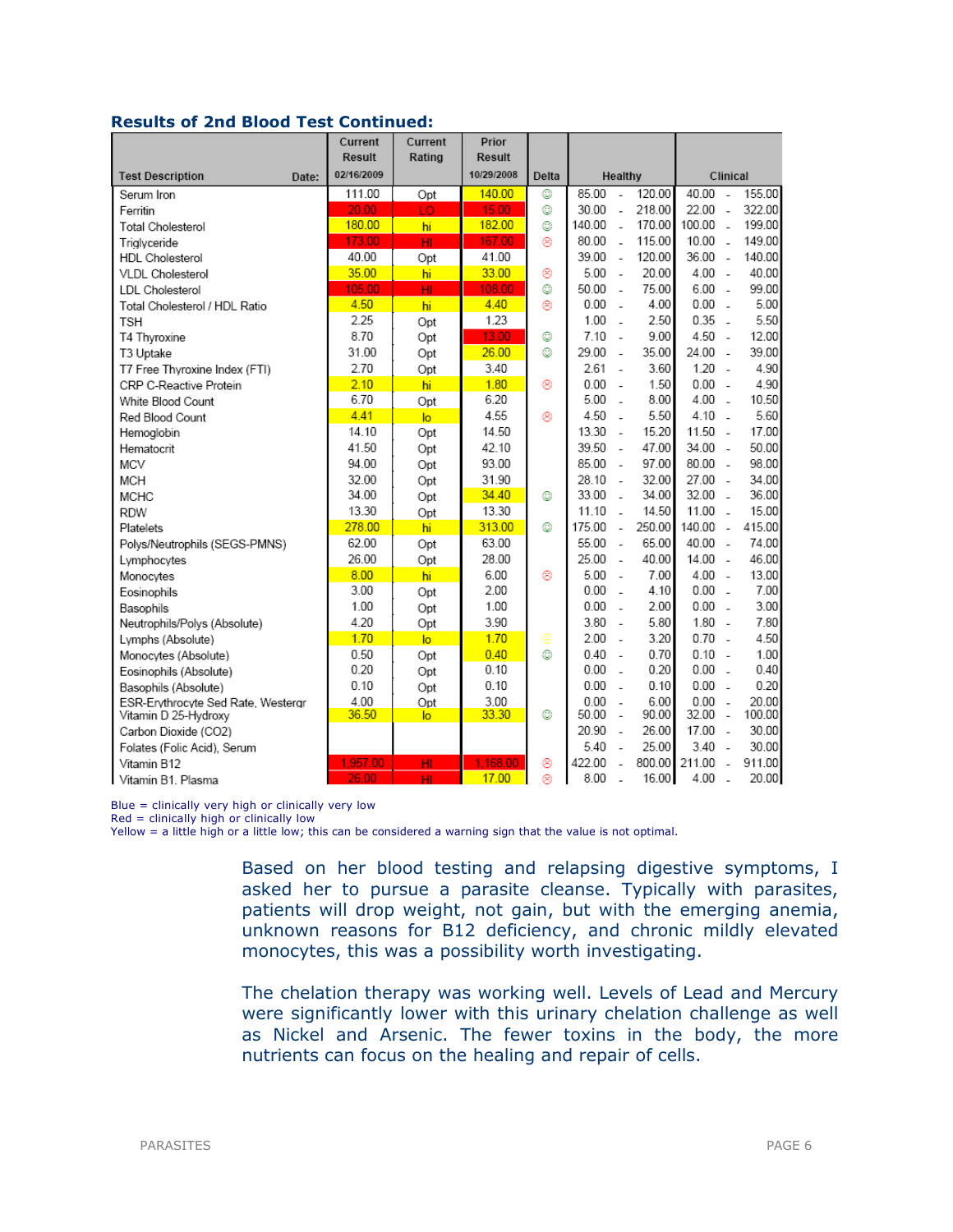### Results of 2nd Blood Test Continued:

| Test Description Date: | Current Result 02/16/2009 | Current Rating | Prior Result 10/29/2008 | Delta | Healthy | Clinical |
|---|---|---|---|---|---|---|
| Serum Iron | 111.00 | Opt | 140.00 | ☺ | 85.00 - 120.00 | 40.00 - 155.00 |
| Ferritin | 20.00 | LO | 15.00 | ☺ | 30.00 - 218.00 | 22.00 - 322.00 |
| Total Cholesterol | 180.00 | hi | 182.00 | ☺ | 140.00 - 170.00 | 100.00 - 199.00 |
| Triglyceride | 173.00 | HI | 167.00 | ☹ | 80.00 - 115.00 | 10.00 - 149.00 |
| HDL Cholesterol | 40.00 | Opt | 41.00 | | 39.00 - 120.00 | 36.00 - 140.00 |
| VLDL Cholesterol | 35.00 | hi | 33.00 | ☹ | 5.00 - 20.00 | 4.00 - 40.00 |
| LDL Cholesterol | 105.00 | HI | 108.00 | ☺ | 50.00 - 75.00 | 6.00 - 99.00 |
| Total Cholesterol / HDL Ratio | 4.50 | hi | 4.40 | ☹ | 0.00 - 4.00 | 0.00 - 5.00 |
| TSH | 2.25 | Opt | 1.23 | | 1.00 - 2.50 | 0.35 - 5.50 |
| T4 Thyroxine | 8.70 | Opt | 13.00 | ☺ | 7.10 - 9.00 | 4.50 - 12.00 |
| T3 Uptake | 31.00 | Opt | 26.00 | ☺ | 29.00 - 35.00 | 24.00 - 39.00 |
| T7 Free Thyroxine Index (FTI) | 2.70 | Opt | 3.40 | | 2.61 - 3.60 | 1.20 - 4.90 |
| CRP C-Reactive Protein | 2.10 | hi | 1.80 | ☹ | 0.00 - 1.50 | 0.00 - 4.90 |
| White Blood Count | 6.70 | Opt | 6.20 | | 5.00 - 8.00 | 4.00 - 10.50 |
| Red Blood Count | 4.41 | lo | 4.55 | ☹ | 4.50 - 5.50 | 4.10 - 5.60 |
| Hemoglobin | 14.10 | Opt | 14.50 | | 13.30 - 15.20 | 11.50 - 17.00 |
| Hematocrit | 41.50 | Opt | 42.10 | | 39.50 - 47.00 | 34.00 - 50.00 |
| MCV | 94.00 | Opt | 93.00 | | 85.00 - 97.00 | 80.00 - 98.00 |
| MCH | 32.00 | Opt | 31.90 | | 28.10 - 32.00 | 27.00 - 34.00 |
| MCHC | 34.00 | Opt | 34.40 | ☺ | 33.00 - 34.00 | 32.00 - 36.00 |
| RDW | 13.30 | Opt | 13.30 | | 11.10 - 14.50 | 11.00 - 15.00 |
| Platelets | 278.00 | hi | 313.00 | ☺ | 175.00 - 250.00 | 140.00 - 415.00 |
| Polys/Neutrophils (SEGS-PMNS) | 62.00 | Opt | 63.00 | | 55.00 - 65.00 | 40.00 - 74.00 |
| Lymphocytes | 26.00 | Opt | 28.00 | | 25.00 - 40.00 | 14.00 - 46.00 |
| Monocytes | 8.00 | hi | 6.00 | ☹ | 5.00 - 7.00 | 4.00 - 13.00 |
| Eosinophils | 3.00 | Opt | 2.00 | | 0.00 - 4.10 | 0.00 - 7.00 |
| Basophils | 1.00 | Opt | 1.00 | | 0.00 - 2.00 | 0.00 - 3.00 |
| Neutrophils/Polys (Absolute) | 4.20 | Opt | 3.90 | | 3.80 - 5.80 | 1.80 - 7.80 |
| Lymphs (Absolute) | 1.70 | lo | 1.70 | ☹ | 2.00 - 3.20 | 0.70 - 4.50 |
| Monocytes (Absolute) | 0.50 | Opt | 0.40 | ☺ | 0.40 - 0.70 | 0.10 - 1.00 |
| Eosinophils (Absolute) | 0.20 | Opt | 0.10 | | 0.00 - 0.20 | 0.00 - 0.40 |
| Basophils (Absolute) | 0.10 | Opt | 0.10 | | 0.00 - 0.10 | 0.00 - 0.20 |
| ESR-Erythrocyte Sed Rate, Westergr | 4.00 | Opt | 3.00 | | 0.00 - 6.00 | 0.00 - 20.00 |
| Vitamin D 25-Hydroxy | 36.50 | lo | 33.30 | ☺ | 50.00 - 90.00 | 32.00 - 100.00 |
| Carbon Dioxide (CO2) | | | | | 20.90 - 26.00 | 17.00 - 30.00 |
| Folates (Folic Acid), Serum | | | | | 5.40 - 25.00 | 3.40 - 30.00 |
| Vitamin B12 | 1,957.00 | HI | 1,168.00 | ☹ | 422.00 - 800.00 | 211.00 - 911.00 |
| Vitamin B1, Plasma | 26.00 | HI | 17.00 | ☹ | 8.00 - 16.00 | 4.00 - 20.00 |

Blue = clinically very high or clinically very low
Red = clinically high or clinically low
Yellow = a little high or a little low; this can be considered a warning sign that the value is not optimal.

Based on her blood testing and relapsing digestive symptoms, I asked her to pursue a parasite cleanse. Typically with parasites, patients will drop weight, not gain, but with the emerging anemia, unknown reasons for B12 deficiency, and chronic mildly elevated monocytes, this was a possibility worth investigating.

The chelation therapy was working well. Levels of Lead and Mercury were significantly lower with this urinary chelation challenge as well as Nickel and Arsenic. The fewer toxins in the body, the more nutrients can focus on the healing and repair of cells.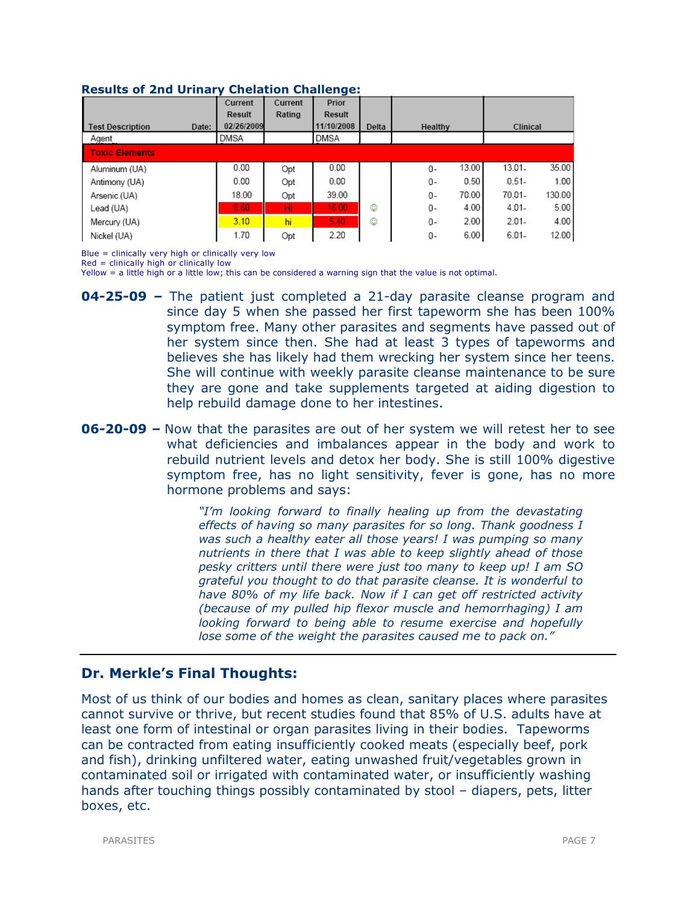**Results of 2nd Urinary Chelation Challenge:**

| Test Description Date: | Current Result 02/26/2009 | Current Rating | Prior Result 11/10/2008 | Delta | Healthy | | Clinical | |
|---|---|---|---|---|---|---|---|---|
| Agent | DMSA | | DMSA | | | | | |
| **Toxic Elements** | | | | | | | | |
| Aluminum (UA) | 0.00 | Opt | 0.00 | | 0- | 13.00 | 13.01- | 35.00 |
| Antimony (UA) | 0.00 | Opt | 0.00 | | 0- | 0.50 | 0.51- | 1.00 |
| Arsenic (UA) | 18.00 | Opt | 39.00 | | 0- | 70.00 | 70.01- | 130.00 |
| Lead (UA) | 6.60 | HI | 16.00 | ☺ | 0- | 4.00 | 4.01- | 5.00 |
| Mercury (UA) | 3.10 | hi | 5.40 | ☺ | 0- | 2.00 | 2.01- | 4.00 |
| Nickel (UA) | 1.70 | Opt | 2.20 | | 0- | 6.00 | 6.01- | 12.00 |

Blue = clinically very high or clinically very low
Red = clinically high or clinically low
Yellow = a little high or a little low; this can be considered a warning sign that the value is not optimal.

**04-25-09 –** The patient just completed a 21-day parasite cleanse program and since day 5 when she passed her first tapeworm she has been 100% symptom free. Many other parasites and segments have passed out of her system since then. She had at least 3 types of tapeworms and believes she has likely had them wrecking her system since her teens. She will continue with weekly parasite cleanse maintenance to be sure they are gone and take supplements targeted at aiding digestion to help rebuild damage done to her intestines.

**06-20-09 –** Now that the parasites are out of her system we will retest her to see what deficiencies and imbalances appear in the body and work to rebuild nutrient levels and detox her body. She is still 100% digestive symptom free, has no light sensitivity, fever is gone, has no more hormone problems and says:

> *"I'm looking forward to finally healing up from the devastating effects of having so many parasites for so long. Thank goodness I was such a healthy eater all those years! I was pumping so many nutrients in there that I was able to keep slightly ahead of those pesky critters until there were just too many to keep up! I am SO grateful you thought to do that parasite cleanse. It is wonderful to have 80% of my life back. Now if I can get off restricted activity (because of my pulled hip flexor muscle and hemorrhaging) I am looking forward to being able to resume exercise and hopefully lose some of the weight the parasites caused me to pack on."*

---

## Dr. Merkle's Final Thoughts:

Most of us think of our bodies and homes as clean, sanitary places where parasites cannot survive or thrive, but recent studies found that 85% of U.S. adults have at least one form of intestinal or organ parasites living in their bodies. Tapeworms can be contracted from eating insufficiently cooked meats (especially beef, pork and fish), drinking unfiltered water, eating unwashed fruit/vegetables grown in contaminated soil or irrigated with contaminated water, or insufficiently washing hands after touching things possibly contaminated by stool – diapers, pets, litter boxes, etc.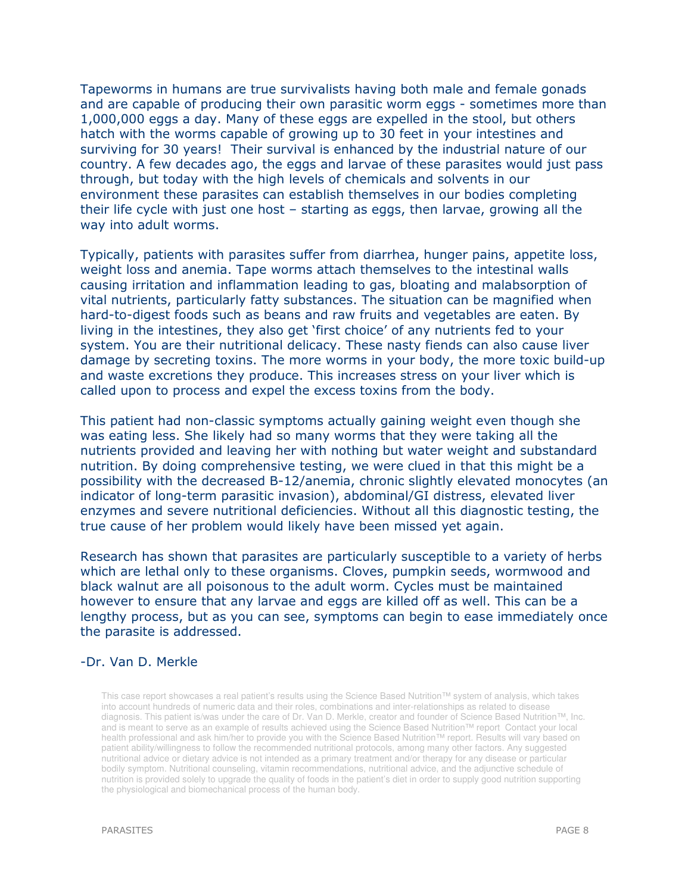Tapeworms in humans are true survivalists having both male and female gonads and are capable of producing their own parasitic worm eggs - sometimes more than 1,000,000 eggs a day. Many of these eggs are expelled in the stool, but others hatch with the worms capable of growing up to 30 feet in your intestines and surviving for 30 years! Their survival is enhanced by the industrial nature of our country. A few decades ago, the eggs and larvae of these parasites would just pass through, but today with the high levels of chemicals and solvents in our environment these parasites can establish themselves in our bodies completing their life cycle with just one host – starting as eggs, then larvae, growing all the way into adult worms.

Typically, patients with parasites suffer from diarrhea, hunger pains, appetite loss, weight loss and anemia. Tape worms attach themselves to the intestinal walls causing irritation and inflammation leading to gas, bloating and malabsorption of vital nutrients, particularly fatty substances. The situation can be magnified when hard-to-digest foods such as beans and raw fruits and vegetables are eaten. By living in the intestines, they also get 'first choice' of any nutrients fed to your system. You are their nutritional delicacy. These nasty fiends can also cause liver damage by secreting toxins. The more worms in your body, the more toxic build-up and waste excretions they produce. This increases stress on your liver which is called upon to process and expel the excess toxins from the body.

This patient had non-classic symptoms actually gaining weight even though she was eating less. She likely had so many worms that they were taking all the nutrients provided and leaving her with nothing but water weight and substandard nutrition. By doing comprehensive testing, we were clued in that this might be a possibility with the decreased B-12/anemia, chronic slightly elevated monocytes (an indicator of long-term parasitic invasion), abdominal/GI distress, elevated liver enzymes and severe nutritional deficiencies. Without all this diagnostic testing, the true cause of her problem would likely have been missed yet again.

Research has shown that parasites are particularly susceptible to a variety of herbs which are lethal only to these organisms. Cloves, pumpkin seeds, wormwood and black walnut are all poisonous to the adult worm. Cycles must be maintained however to ensure that any larvae and eggs are killed off as well. This can be a lengthy process, but as you can see, symptoms can begin to ease immediately once the parasite is addressed.

-Dr. Van D. Merkle

This case report showcases a real patient's results using the Science Based Nutrition™ system of analysis, which takes into account hundreds of numeric data and their roles, combinations and inter-relationships as related to disease diagnosis. This patient is/was under the care of Dr. Van D. Merkle, creator and founder of Science Based Nutrition™, Inc. and is meant to serve as an example of results achieved using the Science Based Nutrition™ report Contact your local health professional and ask him/her to provide you with the Science Based Nutrition™ report. Results will vary based on patient ability/willingness to follow the recommended nutritional protocols, among many other factors. Any suggested nutritional advice or dietary advice is not intended as a primary treatment and/or therapy for any disease or particular bodily symptom. Nutritional counseling, vitamin recommendations, nutritional advice, and the adjunctive schedule of nutrition is provided solely to upgrade the quality of foods in the patient's diet in order to supply good nutrition supporting the physiological and biomechanical process of the human body.